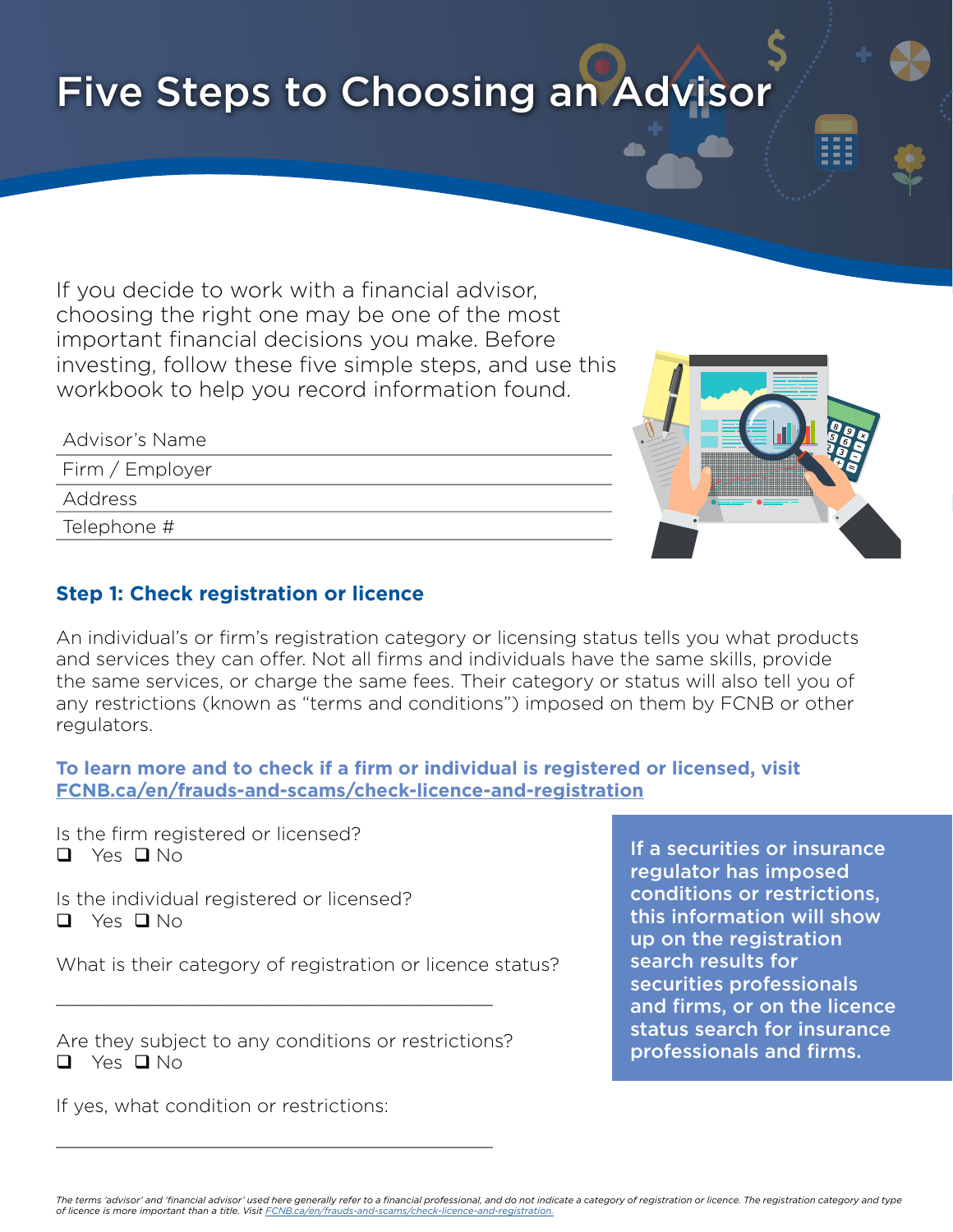# Five Steps to Choosing an Advisor

If you decide to work with a financial advisor, choosing the right one may be one of the most important financial decisions you make. Before investing, follow these five simple steps, and use this workbook to help you record information found.

Advisor's Name

Firm / Employer

Address

Telephone #

## Step 1: Check registration or licence

An individual's or firm's registration category or licensing status tells you what products and services they can offer. Not all firms and individuals have the same skills, provide the same services, or charge the same fees. Their category or status will also tell you of any restrictions (known as "terms and conditions") imposed on them by FCNB or other regulators.

**To learn more and to check if a firm or individual is registered or licensed, visit [FCNB.ca/en/frauds-and-scams/check-licence-and-registration](FCNB.ca/en/frauds-and-scams/check-licence-and-registration)**

Is the firm registered or licensed?
❑ Yes ❑ No

Is the individual registered or licensed?
❑ Yes ❑ No

What is their category of registration or licence status?

\_\_\_\_\_\_\_\_\_\_\_\_\_\_\_\_\_\_\_\_\_\_\_\_\_\_\_\_\_\_\_\_\_\_\_\_\_\_\_\_\_\_\_\_

Are they subject to any conditions or restrictions?
❑ Yes ❑ No

If yes, what condition or restrictions:

\_\_\_\_\_\_\_\_\_\_\_\_\_\_\_\_\_\_\_\_\_\_\_\_\_\_\_\_\_\_\_\_\_\_\_\_\_\_\_\_\_\_\_\_

**If a securities or insurance regulator has imposed conditions or restrictions, this information will show up on the registration search results for securities professionals and firms, or on the licence status search for insurance professionals and firms.**

*The terms 'advisor' and 'financial advisor' used here generally refer to a financial professional, and do not indicate a category of registration or licence. The registration category and type of licence is more important than a title. Visit [FCNB.ca/en/frauds-and-scams/check-licence-and-registration.](FCNB.ca/en/frauds-and-scams/check-licence-and-registration)*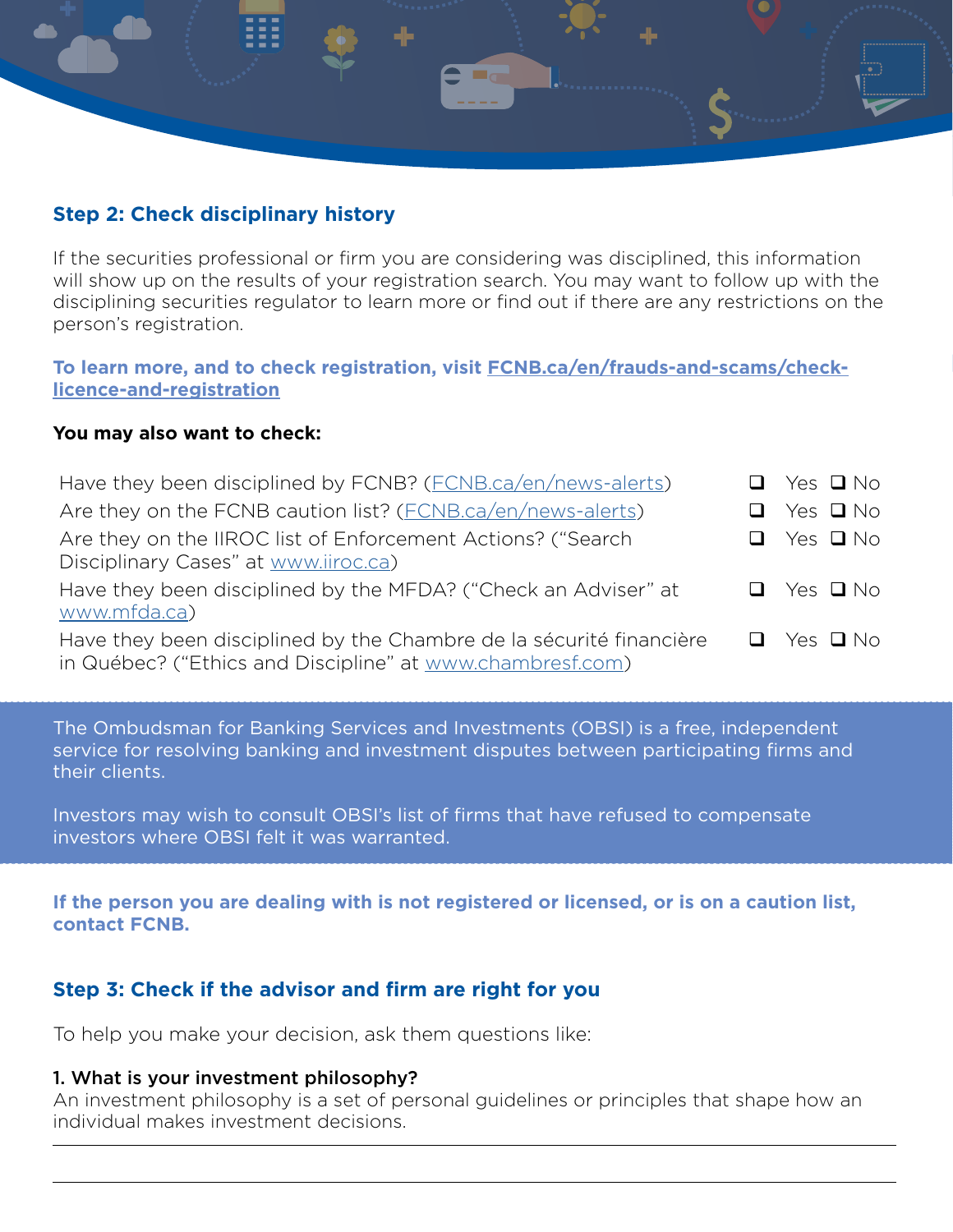## Step 2: Check disciplinary history

If the securities professional or firm you are considering was disciplined, this information will show up on the results of your registration search. You may want to follow up with the disciplining securities regulator to learn more or find out if there are any restrictions on the person's registration.

**To learn more, and to check registration, visit FCNB.ca/en/frauds-and-scams/check-licence-and-registration**

**You may also want to check:**

| | |
|---|---|
| Have they been disciplined by FCNB? (FCNB.ca/en/news-alerts) | ☐ Yes ☐ No |
| Are they on the FCNB caution list? (FCNB.ca/en/news-alerts) | ☐ Yes ☐ No |
| Are they on the IIROC list of Enforcement Actions? ("Search Disciplinary Cases" at www.iiroc.ca) | ☐ Yes ☐ No |
| Have they been disciplined by the MFDA? ("Check an Adviser" at www.mfda.ca) | ☐ Yes ☐ No |
| Have they been disciplined by the Chambre de la sécurité financière in Québec? ("Ethics and Discipline" at www.chambresf.com) | ☐ Yes ☐ No |

The Ombudsman for Banking Services and Investments (OBSI) is a free, independent service for resolving banking and investment disputes between participating firms and their clients.

Investors may wish to consult OBSI's list of firms that have refused to compensate investors where OBSI felt it was warranted.

**If the person you are dealing with is not registered or licensed, or is on a caution list, contact FCNB.**

## Step 3: Check if the advisor and firm are right for you

To help you make your decision, ask them questions like:

**1. What is your investment philosophy?**
An investment philosophy is a set of personal guidelines or principles that shape how an individual makes investment decisions.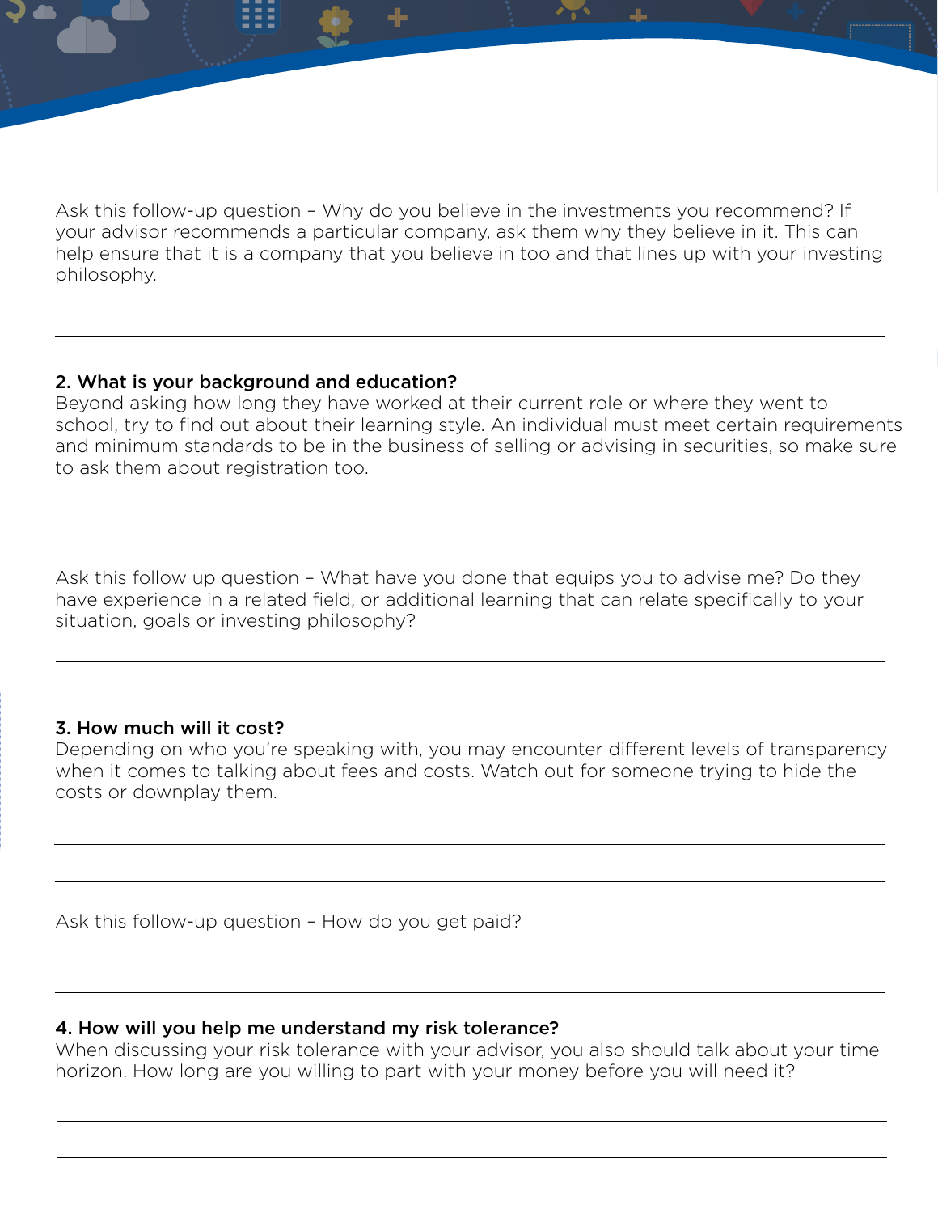Ask this follow-up question – Why do you believe in the investments you recommend? If your advisor recommends a particular company, ask them why they believe in it. This can help ensure that it is a company that you believe in too and that lines up with your investing philosophy.

**2. What is your background and education?**

Beyond asking how long they have worked at their current role or where they went to school, try to find out about their learning style. An individual must meet certain requirements and minimum standards to be in the business of selling or advising in securities, so make sure to ask them about registration too.

Ask this follow up question – What have you done that equips you to advise me? Do they have experience in a related field, or additional learning that can relate specifically to your situation, goals or investing philosophy?

**3. How much will it cost?**

Depending on who you're speaking with, you may encounter different levels of transparency when it comes to talking about fees and costs. Watch out for someone trying to hide the costs or downplay them.

Ask this follow-up question – How do you get paid?

**4. How will you help me understand my risk tolerance?**

When discussing your risk tolerance with your advisor, you also should talk about your time horizon. How long are you willing to part with your money before you will need it?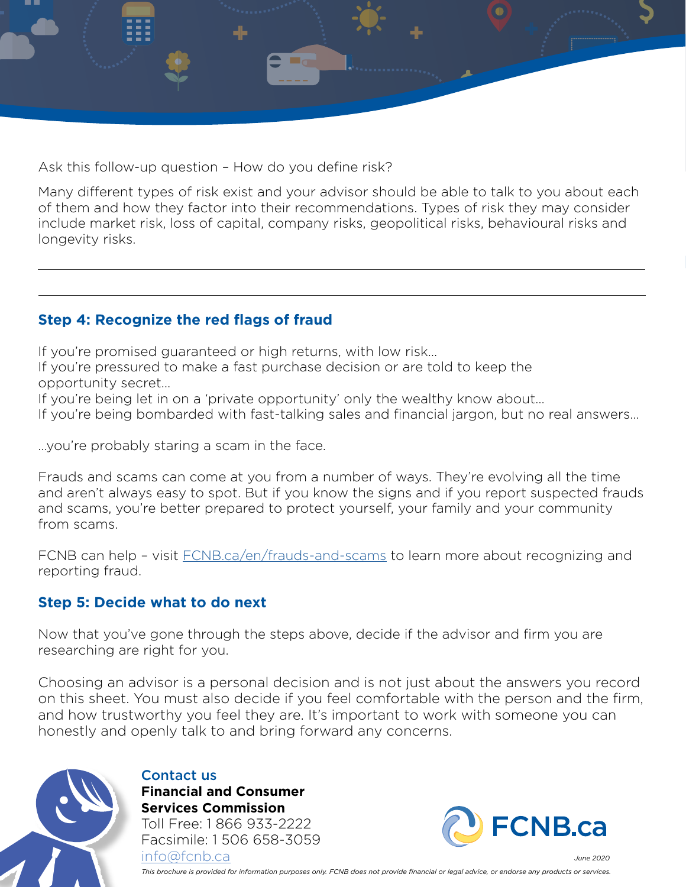Ask this follow-up question – How do you define risk?

Many different types of risk exist and your advisor should be able to talk to you about each of them and how they factor into their recommendations. Types of risk they may consider include market risk, loss of capital, company risks, geopolitical risks, behavioural risks and longevity risks.

---

---

## Step 4: Recognize the red flags of fraud

If you're promised guaranteed or high returns, with low risk…
If you're pressured to make a fast purchase decision or are told to keep the opportunity secret…
If you're being let in on a 'private opportunity' only the wealthy know about…
If you're being bombarded with fast-talking sales and financial jargon, but no real answers…

…you're probably staring a scam in the face.

Frauds and scams can come at you from a number of ways. They're evolving all the time and aren't always easy to spot. But if you know the signs and if you report suspected frauds and scams, you're better prepared to protect yourself, your family and your community from scams.

FCNB can help – visit [FCNB.ca/en/frauds-and-scams](FCNB.ca/en/frauds-and-scams) to learn more about recognizing and reporting fraud.

## Step 5: Decide what to do next

Now that you've gone through the steps above, decide if the advisor and firm you are researching are right for you.

Choosing an advisor is a personal decision and is not just about the answers you record on this sheet. You must also decide if you feel comfortable with the person and the firm, and how trustworthy you feel they are. It's important to work with someone you can honestly and openly talk to and bring forward any concerns.

### Contact us

**Financial and Consumer Services Commission**
Toll Free: 1 866 933-2222
Facsimile: 1 506 658-3059
info@fcnb.ca

FCNB.ca

*June 2020*

*This brochure is provided for information purposes only. FCNB does not provide financial or legal advice, or endorse any products or services.*